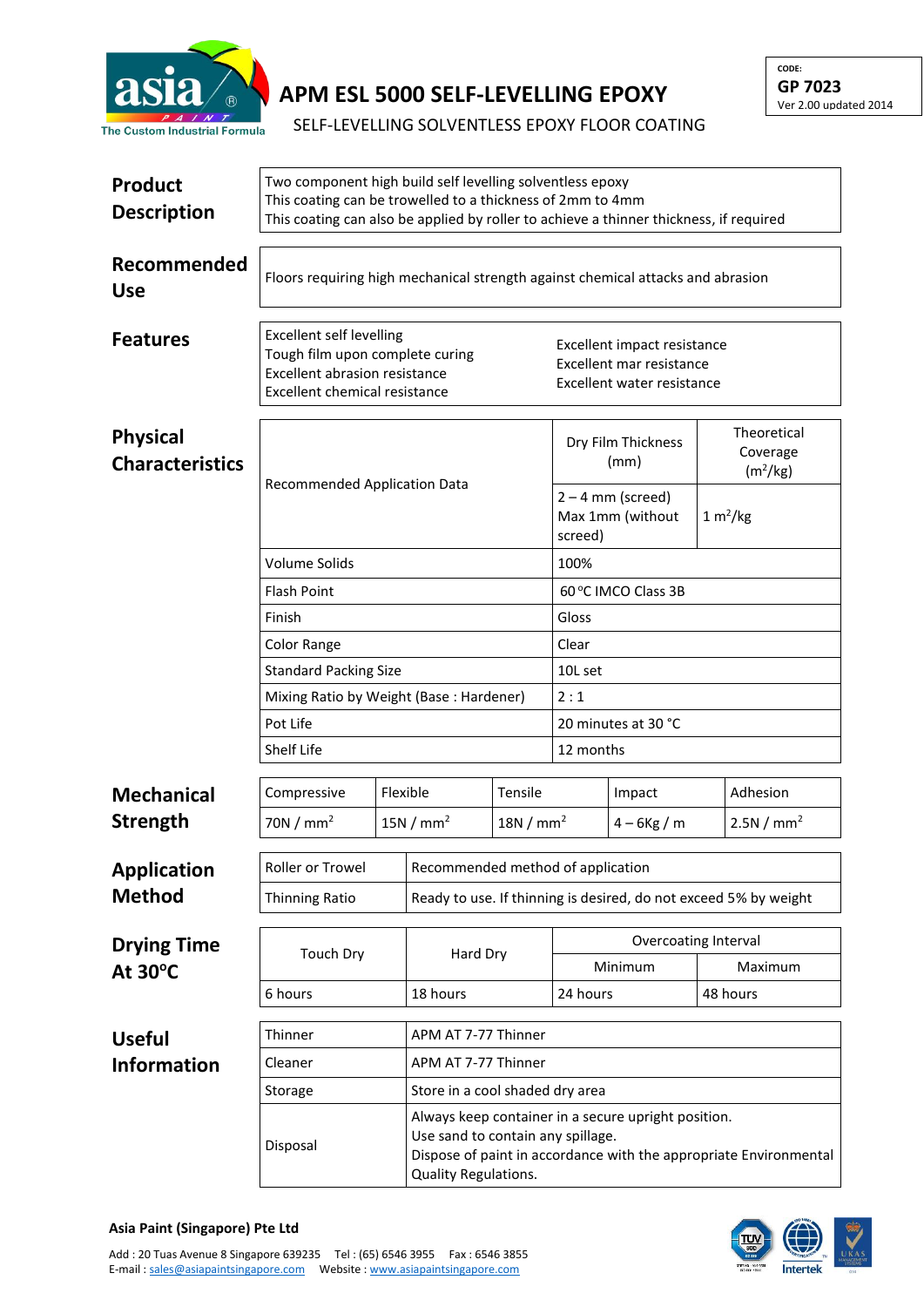# APM ESL 5000 SELF-LEVELLING EPOXY

SELF-LEVELLING SOLVENTLESS EPOXY FLOOR COATING

CODE:
**GP 7023**
Ver 2.00 updated 2014

## Product Description

Two component high build self levelling solventless epoxy
This coating can be trowelled to a thickness of 2mm to 4mm
This coating can also be applied by roller to achieve a thinner thickness, if required

## Recommended Use

Floors requiring high mechanical strength against chemical attacks and abrasion

## Features

- Excellent self levelling
- Tough film upon complete curing
- Excellent abrasion resistance
- Excellent chemical resistance
- Excellent impact resistance
- Excellent mar resistance
- Excellent water resistance

## Physical Characteristics

| | Dry Film Thickness (mm) | Theoretical Coverage ($m^2$/kg) |
|---|---|---|
| Recommended Application Data | 2 – 4 mm (screed) Max 1mm (without screed) | 1 $m^2$/kg |
| Volume Solids | 100% | |
| Flash Point | 60 °C IMCO Class 3B | |
| Finish | Gloss | |
| Color Range | Clear | |
| Standard Packing Size | 10L set | |
| Mixing Ratio by Weight (Base : Hardener) | 2 : 1 | |
| Pot Life | 20 minutes at 30 °C | |
| Shelf Life | 12 months | |

## Mechanical Strength

| Compressive | Flexible | Tensile | Impact | Adhesion |
|---|---|---|---|---|
| 70N / $mm^2$ | 15N / $mm^2$ | 18N / $mm^2$ | 4 – 6Kg / m | 2.5N / $mm^2$ |

## Application Method

| | |
|---|---|
| Roller or Trowel | Recommended method of application |
| Thinning Ratio | Ready to use. If thinning is desired, do not exceed 5% by weight |

## Drying Time At 30°C

| Touch Dry | Hard Dry | Overcoating Interval | |
|---|---|---|---|
| | | Minimum | Maximum |
| 6 hours | 18 hours | 24 hours | 48 hours |

## Useful Information

| | |
|---|---|
| Thinner | APM AT 7-77 Thinner |
| Cleaner | APM AT 7-77 Thinner |
| Storage | Store in a cool shaded dry area |
| Disposal | Always keep container in a secure upright position. Use sand to contain any spillage. Dispose of paint in accordance with the appropriate Environmental Quality Regulations. |

**Asia Paint (Singapore) Pte Ltd**

Add : 20 Tuas Avenue 8 Singapore 639235 Tel : (65) 6546 3955 Fax : 6546 3855
E-mail : sales@asiapaintsingapore.com Website : www.asiapaintsingapore.com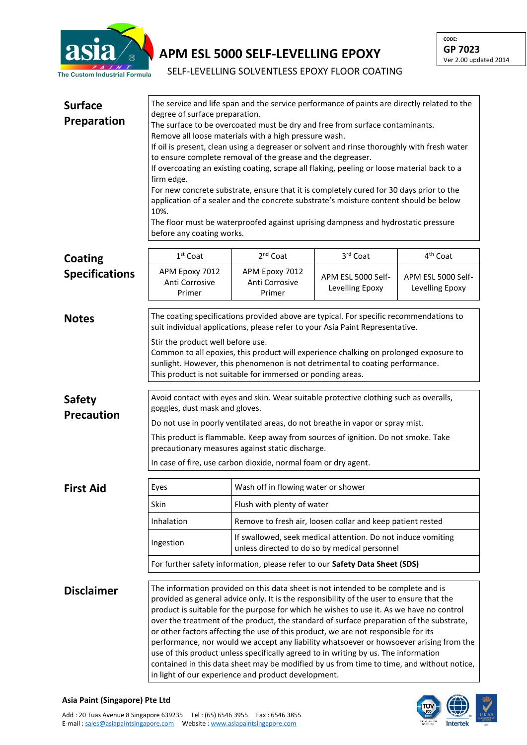# APM ESL 5000 SELF-LEVELLING EPOXY

SELF-LEVELLING SOLVENTLESS EPOXY FLOOR COATING

CODE:
**GP 7023**
Ver 2.00 updated 2014

## Surface Preparation

The service and life span and the service performance of paints are directly related to the degree of surface preparation.
The surface to be overcoated must be dry and free from surface contaminants.
Remove all loose materials with a high pressure wash.
If oil is present, clean using a degreaser or solvent and rinse thoroughly with fresh water to ensure complete removal of the grease and the degreaser.
If overcoating an existing coating, scrape all flaking, peeling or loose material back to a firm edge.
For new concrete substrate, ensure that it is completely cured for 30 days prior to the application of a sealer and the concrete substrate's moisture content should be below 10%.
The floor must be waterproofed against uprising dampness and hydrostatic pressure before any coating works.

## Coating Specifications

| 1st Coat | 2nd Coat | 3rd Coat | 4th Coat |
|---|---|---|---|
| APM Epoxy 7012 Anti Corrosive Primer | APM Epoxy 7012 Anti Corrosive Primer | APM ESL 5000 Self-Levelling Epoxy | APM ESL 5000 Self-Levelling Epoxy |

## Notes

The coating specifications provided above are typical. For specific recommendations to suit individual applications, please refer to your Asia Paint Representative.

Stir the product well before use.
Common to all epoxies, this product will experience chalking on prolonged exposure to sunlight. However, this phenomenon is not detrimental to coating performance.
This product is not suitable for immersed or ponding areas.

## Safety Precaution

Avoid contact with eyes and skin. Wear suitable protective clothing such as overalls, goggles, dust mask and gloves.

Do not use in poorly ventilated areas, do not breathe in vapor or spray mist.

This product is flammable. Keep away from sources of ignition. Do not smoke. Take precautionary measures against static discharge.

In case of fire, use carbon dioxide, normal foam or dry agent.

## First Aid

| | |
|---|---|
| Eyes | Wash off in flowing water or shower |
| Skin | Flush with plenty of water |
| Inhalation | Remove to fresh air, loosen collar and keep patient rested |
| Ingestion | If swallowed, seek medical attention. Do not induce vomiting unless directed to do so by medical personnel |

For further safety information, please refer to our **Safety Data Sheet (SDS)**

## Disclaimer

The information provided on this data sheet is not intended to be complete and is provided as general advice only. It is the responsibility of the user to ensure that the product is suitable for the purpose for which he wishes to use it. As we have no control over the treatment of the product, the standard of surface preparation of the substrate, or other factors affecting the use of this product, we are not responsible for its performance, nor would we accept any liability whatsoever or howsoever arising from the use of this product unless specifically agreed to in writing by us. The information contained in this data sheet may be modified by us from time to time, and without notice, in light of our experience and product development.

**Asia Paint (Singapore) Pte Ltd**

Add : 20 Tuas Avenue 8 Singapore 639235 Tel : (65) 6546 3955 Fax : 6546 3855
E-mail : sales@asiapaintsingapore.com Website : www.asiapaintsingapore.com